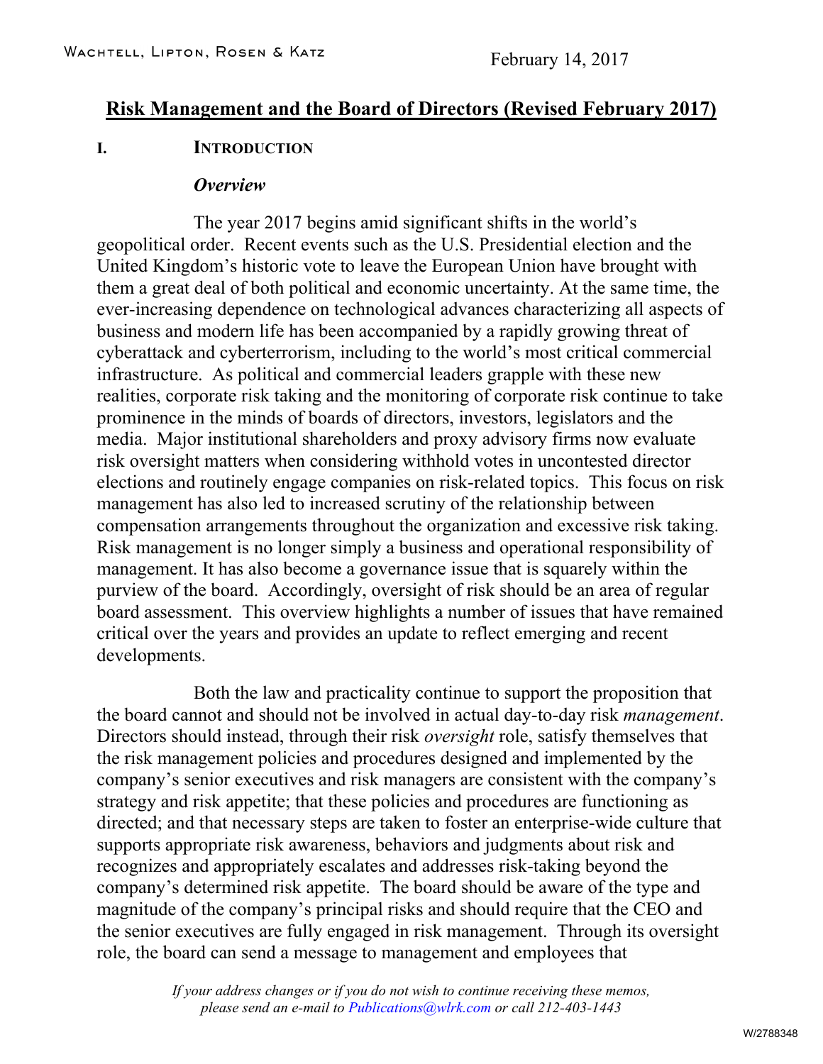Wachtell, Lipton, Rosen & Katz

February 14, 2017

# Risk Management and the Board of Directors (Revised February 2017)

## I. Introduction

### *Overview*

The year 2017 begins amid significant shifts in the world's geopolitical order. Recent events such as the U.S. Presidential election and the United Kingdom's historic vote to leave the European Union have brought with them a great deal of both political and economic uncertainty. At the same time, the ever-increasing dependence on technological advances characterizing all aspects of business and modern life has been accompanied by a rapidly growing threat of cyberattack and cyberterrorism, including to the world's most critical commercial infrastructure. As political and commercial leaders grapple with these new realities, corporate risk taking and the monitoring of corporate risk continue to take prominence in the minds of boards of directors, investors, legislators and the media. Major institutional shareholders and proxy advisory firms now evaluate risk oversight matters when considering withhold votes in uncontested director elections and routinely engage companies on risk-related topics. This focus on risk management has also led to increased scrutiny of the relationship between compensation arrangements throughout the organization and excessive risk taking. Risk management is no longer simply a business and operational responsibility of management. It has also become a governance issue that is squarely within the purview of the board. Accordingly, oversight of risk should be an area of regular board assessment. This overview highlights a number of issues that have remained critical over the years and provides an update to reflect emerging and recent developments.

Both the law and practicality continue to support the proposition that the board cannot and should not be involved in actual day-to-day risk *management*. Directors should instead, through their risk *oversight* role, satisfy themselves that the risk management policies and procedures designed and implemented by the company's senior executives and risk managers are consistent with the company's strategy and risk appetite; that these policies and procedures are functioning as directed; and that necessary steps are taken to foster an enterprise-wide culture that supports appropriate risk awareness, behaviors and judgments about risk and recognizes and appropriately escalates and addresses risk-taking beyond the company's determined risk appetite. The board should be aware of the type and magnitude of the company's principal risks and should require that the CEO and the senior executives are fully engaged in risk management. Through its oversight role, the board can send a message to management and employees that

*If your address changes or if you do not wish to continue receiving these memos, please send an e-mail to Publications@wlrk.com or call 212-403-1443*

W/2788348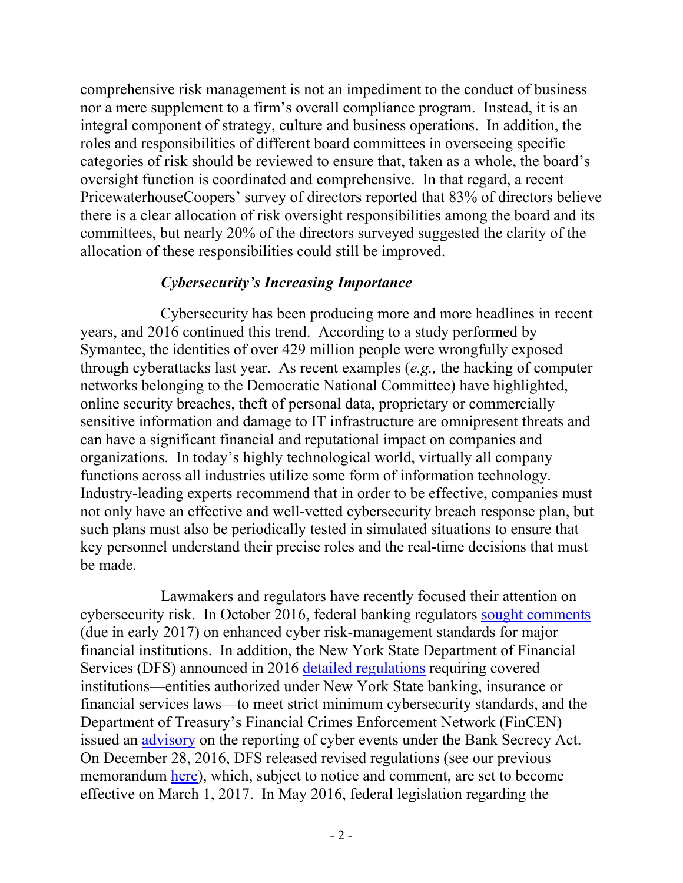comprehensive risk management is not an impediment to the conduct of business nor a mere supplement to a firm's overall compliance program. Instead, it is an integral component of strategy, culture and business operations. In addition, the roles and responsibilities of different board committees in overseeing specific categories of risk should be reviewed to ensure that, taken as a whole, the board's oversight function is coordinated and comprehensive. In that regard, a recent PricewaterhouseCoopers' survey of directors reported that 83% of directors believe there is a clear allocation of risk oversight responsibilities among the board and its committees, but nearly 20% of the directors surveyed suggested the clarity of the allocation of these responsibilities could still be improved.

### *Cybersecurity's Increasing Importance*

Cybersecurity has been producing more and more headlines in recent years, and 2016 continued this trend. According to a study performed by Symantec, the identities of over 429 million people were wrongfully exposed through cyberattacks last year. As recent examples (*e.g.,* the hacking of computer networks belonging to the Democratic National Committee) have highlighted, online security breaches, theft of personal data, proprietary or commercially sensitive information and damage to IT infrastructure are omnipresent threats and can have a significant financial and reputational impact on companies and organizations. In today's highly technological world, virtually all company functions across all industries utilize some form of information technology. Industry-leading experts recommend that in order to be effective, companies must not only have an effective and well-vetted cybersecurity breach response plan, but such plans must also be periodically tested in simulated situations to ensure that key personnel understand their precise roles and the real-time decisions that must be made.

Lawmakers and regulators have recently focused their attention on cybersecurity risk. In October 2016, federal banking regulators sought comments (due in early 2017) on enhanced cyber risk-management standards for major financial institutions. In addition, the New York State Department of Financial Services (DFS) announced in 2016 detailed regulations requiring covered institutions—entities authorized under New York State banking, insurance or financial services laws—to meet strict minimum cybersecurity standards, and the Department of Treasury's Financial Crimes Enforcement Network (FinCEN) issued an advisory on the reporting of cyber events under the Bank Secrecy Act. On December 28, 2016, DFS released revised regulations (see our previous memorandum here), which, subject to notice and comment, are set to become effective on March 1, 2017. In May 2016, federal legislation regarding the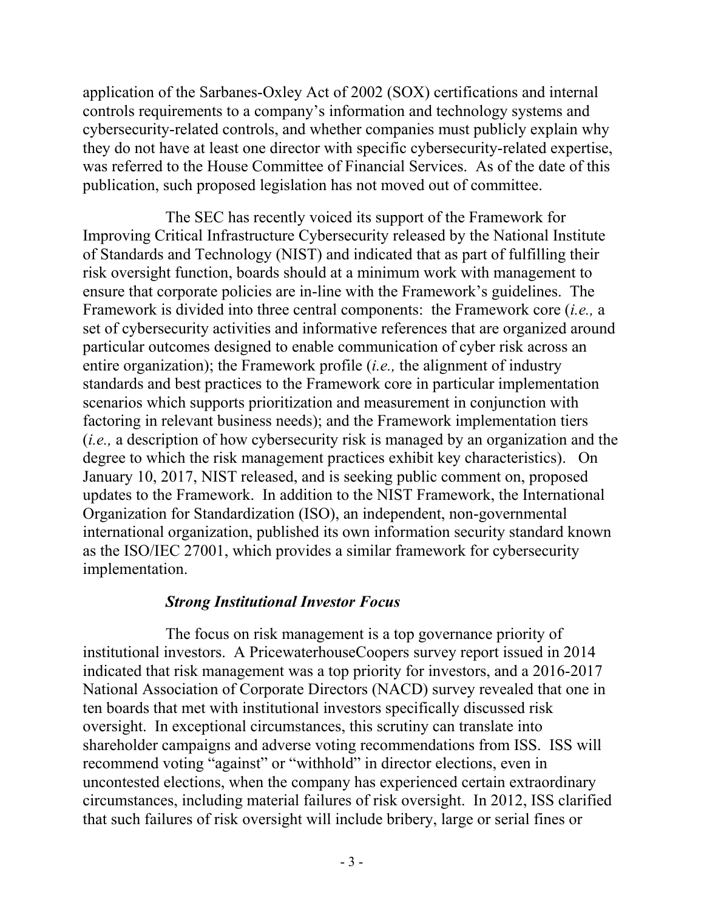application of the Sarbanes-Oxley Act of 2002 (SOX) certifications and internal controls requirements to a company's information and technology systems and cybersecurity-related controls, and whether companies must publicly explain why they do not have at least one director with specific cybersecurity-related expertise, was referred to the House Committee of Financial Services. As of the date of this publication, such proposed legislation has not moved out of committee.

The SEC has recently voiced its support of the Framework for Improving Critical Infrastructure Cybersecurity released by the National Institute of Standards and Technology (NIST) and indicated that as part of fulfilling their risk oversight function, boards should at a minimum work with management to ensure that corporate policies are in-line with the Framework's guidelines. The Framework is divided into three central components: the Framework core (*i.e.,* a set of cybersecurity activities and informative references that are organized around particular outcomes designed to enable communication of cyber risk across an entire organization); the Framework profile (*i.e.,* the alignment of industry standards and best practices to the Framework core in particular implementation scenarios which supports prioritization and measurement in conjunction with factoring in relevant business needs); and the Framework implementation tiers (*i.e.,* a description of how cybersecurity risk is managed by an organization and the degree to which the risk management practices exhibit key characteristics). On January 10, 2017, NIST released, and is seeking public comment on, proposed updates to the Framework. In addition to the NIST Framework, the International Organization for Standardization (ISO), an independent, non-governmental international organization, published its own information security standard known as the ISO/IEC 27001, which provides a similar framework for cybersecurity implementation.

***Strong Institutional Investor Focus***

The focus on risk management is a top governance priority of institutional investors. A PricewaterhouseCoopers survey report issued in 2014 indicated that risk management was a top priority for investors, and a 2016-2017 National Association of Corporate Directors (NACD) survey revealed that one in ten boards that met with institutional investors specifically discussed risk oversight. In exceptional circumstances, this scrutiny can translate into shareholder campaigns and adverse voting recommendations from ISS. ISS will recommend voting "against" or "withhold" in director elections, even in uncontested elections, when the company has experienced certain extraordinary circumstances, including material failures of risk oversight. In 2012, ISS clarified that such failures of risk oversight will include bribery, large or serial fines or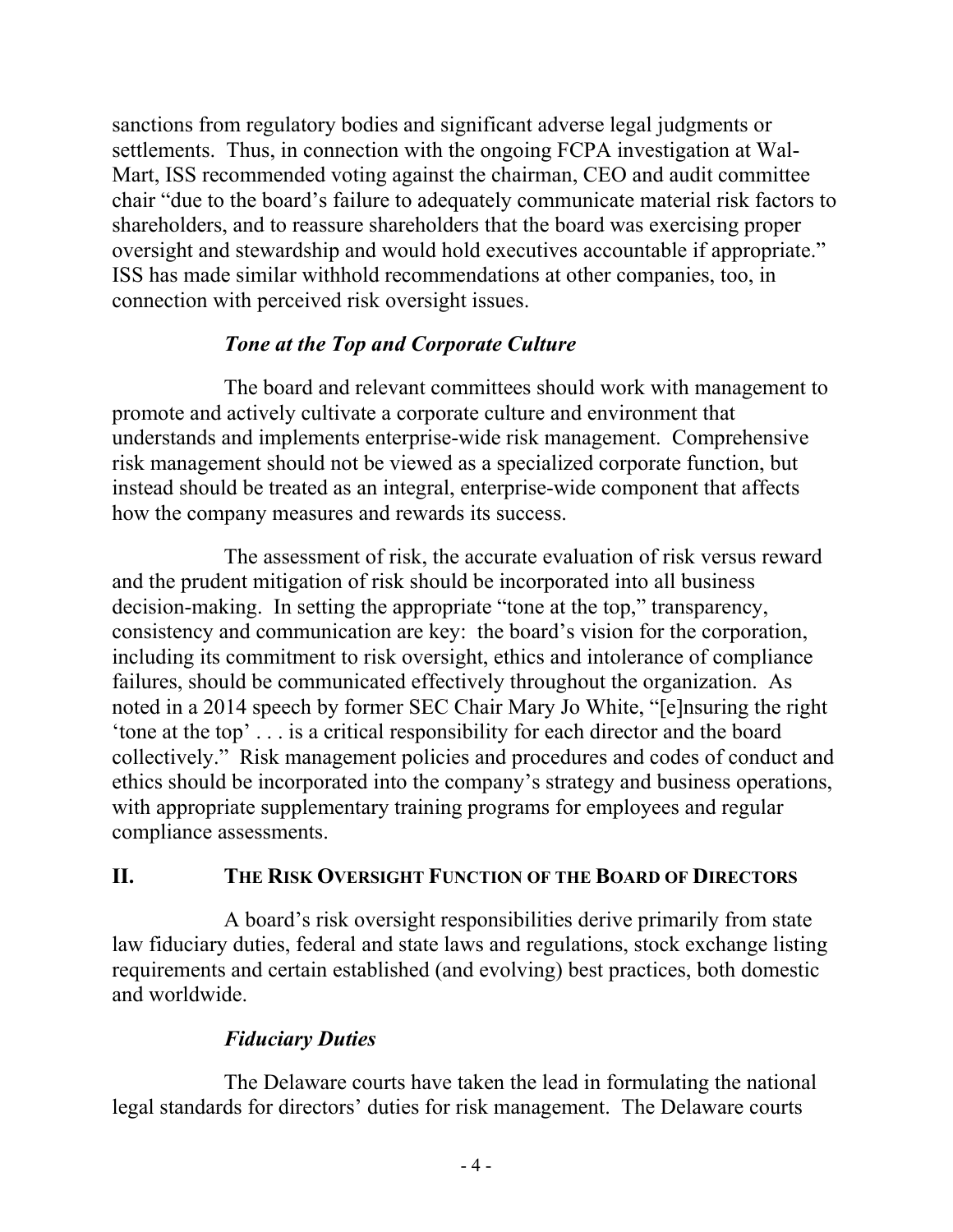sanctions from regulatory bodies and significant adverse legal judgments or settlements. Thus, in connection with the ongoing FCPA investigation at Wal-Mart, ISS recommended voting against the chairman, CEO and audit committee chair "due to the board's failure to adequately communicate material risk factors to shareholders, and to reassure shareholders that the board was exercising proper oversight and stewardship and would hold executives accountable if appropriate." ISS has made similar withhold recommendations at other companies, too, in connection with perceived risk oversight issues.

### *Tone at the Top and Corporate Culture*

The board and relevant committees should work with management to promote and actively cultivate a corporate culture and environment that understands and implements enterprise-wide risk management. Comprehensive risk management should not be viewed as a specialized corporate function, but instead should be treated as an integral, enterprise-wide component that affects how the company measures and rewards its success.

The assessment of risk, the accurate evaluation of risk versus reward and the prudent mitigation of risk should be incorporated into all business decision-making. In setting the appropriate "tone at the top," transparency, consistency and communication are key: the board's vision for the corporation, including its commitment to risk oversight, ethics and intolerance of compliance failures, should be communicated effectively throughout the organization. As noted in a 2014 speech by former SEC Chair Mary Jo White, "[e]nsuring the right 'tone at the top' . . . is a critical responsibility for each director and the board collectively." Risk management policies and procedures and codes of conduct and ethics should be incorporated into the company's strategy and business operations, with appropriate supplementary training programs for employees and regular compliance assessments.

## II. THE RISK OVERSIGHT FUNCTION OF THE BOARD OF DIRECTORS

A board's risk oversight responsibilities derive primarily from state law fiduciary duties, federal and state laws and regulations, stock exchange listing requirements and certain established (and evolving) best practices, both domestic and worldwide.

### *Fiduciary Duties*

The Delaware courts have taken the lead in formulating the national legal standards for directors' duties for risk management. The Delaware courts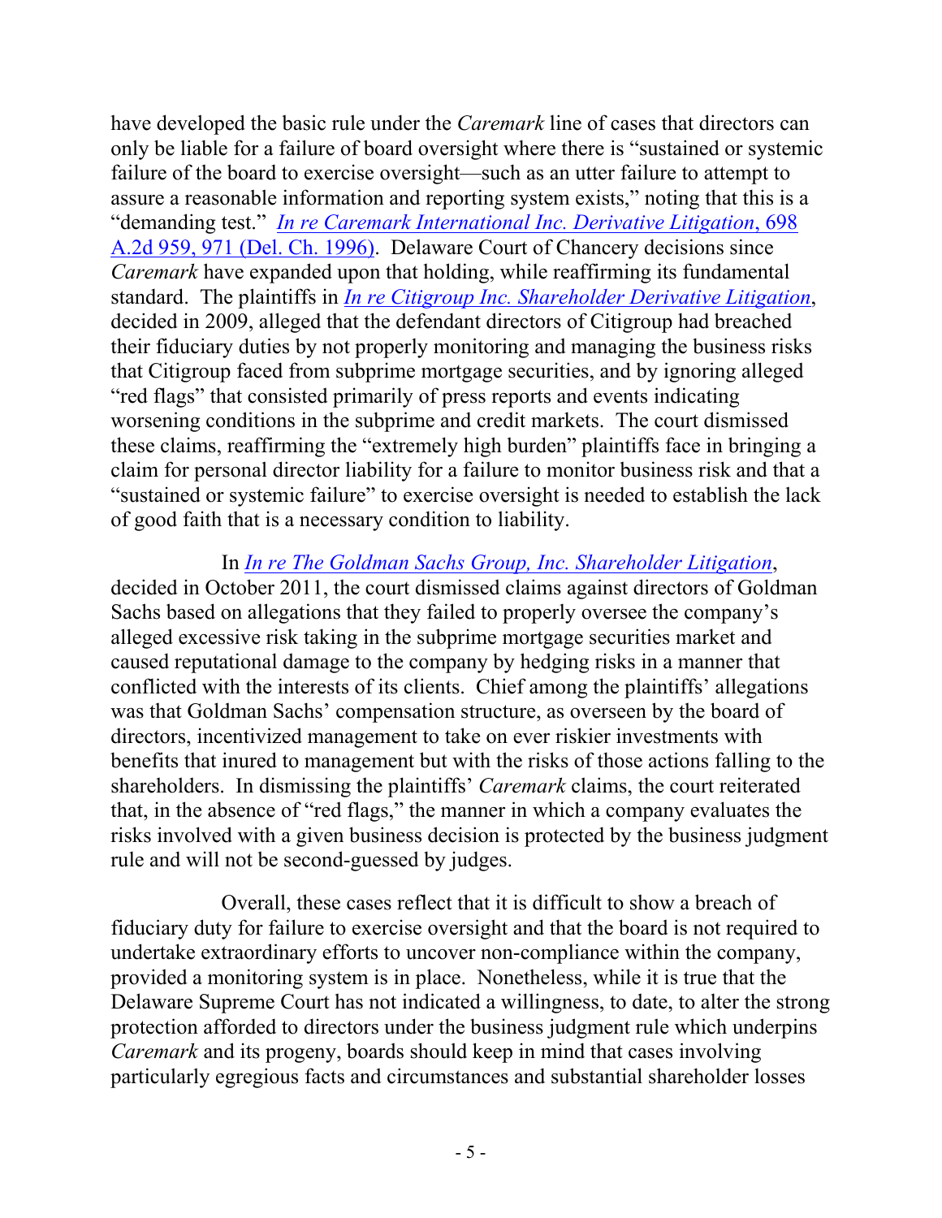have developed the basic rule under the *Caremark* line of cases that directors can only be liable for a failure of board oversight where there is "sustained or systemic failure of the board to exercise oversight—such as an utter failure to attempt to assure a reasonable information and reporting system exists," noting that this is a "demanding test." *In re Caremark International Inc. Derivative Litigation*, 698 A.2d 959, 971 (Del. Ch. 1996). Delaware Court of Chancery decisions since *Caremark* have expanded upon that holding, while reaffirming its fundamental standard. The plaintiffs in *In re Citigroup Inc. Shareholder Derivative Litigation*, decided in 2009, alleged that the defendant directors of Citigroup had breached their fiduciary duties by not properly monitoring and managing the business risks that Citigroup faced from subprime mortgage securities, and by ignoring alleged "red flags" that consisted primarily of press reports and events indicating worsening conditions in the subprime and credit markets. The court dismissed these claims, reaffirming the "extremely high burden" plaintiffs face in bringing a claim for personal director liability for a failure to monitor business risk and that a "sustained or systemic failure" to exercise oversight is needed to establish the lack of good faith that is a necessary condition to liability.

In *In re The Goldman Sachs Group, Inc. Shareholder Litigation*, decided in October 2011, the court dismissed claims against directors of Goldman Sachs based on allegations that they failed to properly oversee the company's alleged excessive risk taking in the subprime mortgage securities market and caused reputational damage to the company by hedging risks in a manner that conflicted with the interests of its clients. Chief among the plaintiffs' allegations was that Goldman Sachs' compensation structure, as overseen by the board of directors, incentivized management to take on ever riskier investments with benefits that inured to management but with the risks of those actions falling to the shareholders. In dismissing the plaintiffs' *Caremark* claims, the court reiterated that, in the absence of "red flags," the manner in which a company evaluates the risks involved with a given business decision is protected by the business judgment rule and will not be second-guessed by judges.

Overall, these cases reflect that it is difficult to show a breach of fiduciary duty for failure to exercise oversight and that the board is not required to undertake extraordinary efforts to uncover non-compliance within the company, provided a monitoring system is in place. Nonetheless, while it is true that the Delaware Supreme Court has not indicated a willingness, to date, to alter the strong protection afforded to directors under the business judgment rule which underpins *Caremark* and its progeny, boards should keep in mind that cases involving particularly egregious facts and circumstances and substantial shareholder losses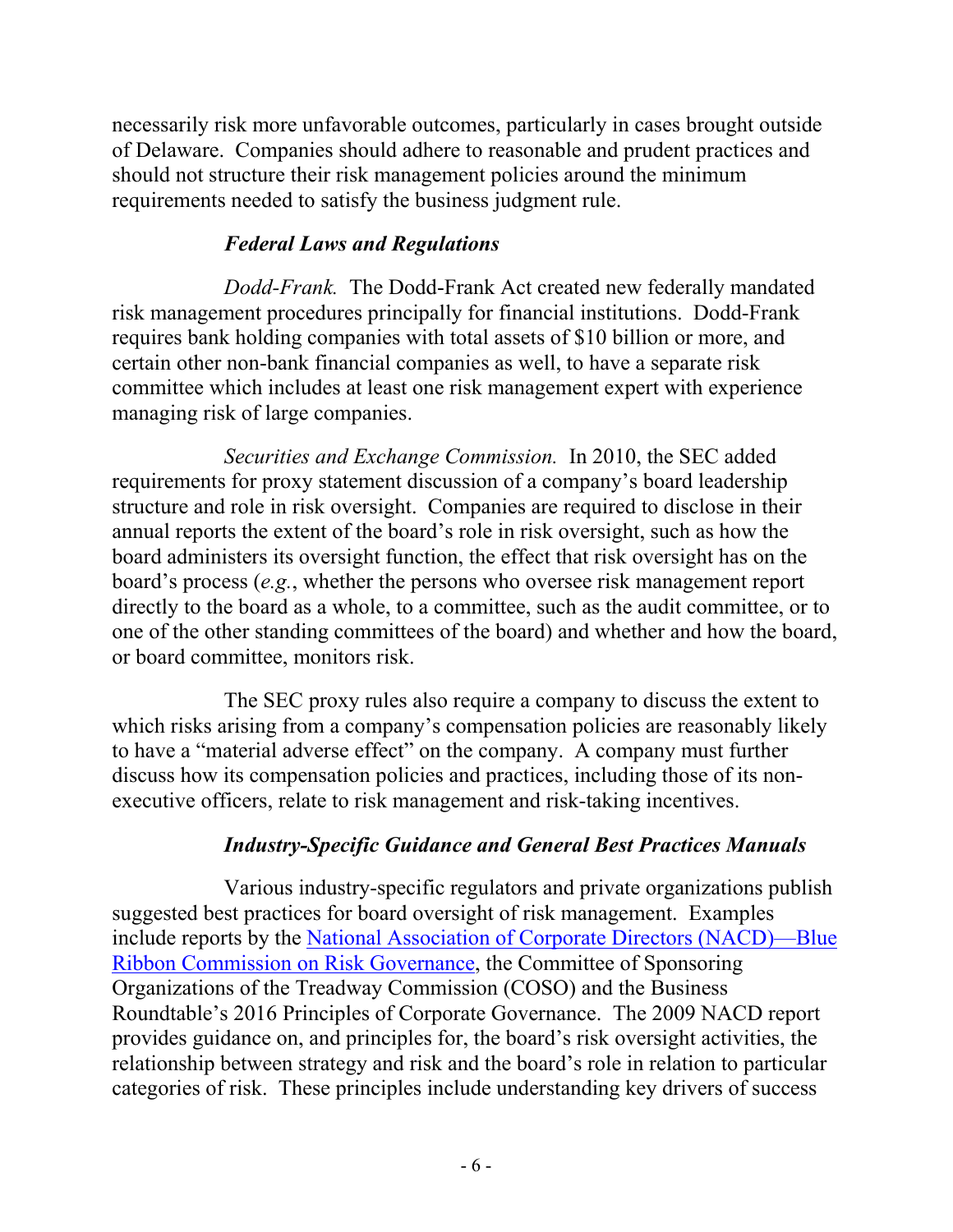necessarily risk more unfavorable outcomes, particularly in cases brought outside of Delaware. Companies should adhere to reasonable and prudent practices and should not structure their risk management policies around the minimum requirements needed to satisfy the business judgment rule.

### *Federal Laws and Regulations*

*Dodd-Frank.* The Dodd-Frank Act created new federally mandated risk management procedures principally for financial institutions. Dodd-Frank requires bank holding companies with total assets of $10 billion or more, and certain other non-bank financial companies as well, to have a separate risk committee which includes at least one risk management expert with experience managing risk of large companies.

*Securities and Exchange Commission.* In 2010, the SEC added requirements for proxy statement discussion of a company's board leadership structure and role in risk oversight. Companies are required to disclose in their annual reports the extent of the board's role in risk oversight, such as how the board administers its oversight function, the effect that risk oversight has on the board's process (*e.g.*, whether the persons who oversee risk management report directly to the board as a whole, to a committee, such as the audit committee, or to one of the other standing committees of the board) and whether and how the board, or board committee, monitors risk.

The SEC proxy rules also require a company to discuss the extent to which risks arising from a company's compensation policies are reasonably likely to have a "material adverse effect" on the company. A company must further discuss how its compensation policies and practices, including those of its non-executive officers, relate to risk management and risk-taking incentives.

### *Industry-Specific Guidance and General Best Practices Manuals*

Various industry-specific regulators and private organizations publish suggested best practices for board oversight of risk management. Examples include reports by the National Association of Corporate Directors (NACD)—Blue Ribbon Commission on Risk Governance, the Committee of Sponsoring Organizations of the Treadway Commission (COSO) and the Business Roundtable's 2016 Principles of Corporate Governance. The 2009 NACD report provides guidance on, and principles for, the board's risk oversight activities, the relationship between strategy and risk and the board's role in relation to particular categories of risk. These principles include understanding key drivers of success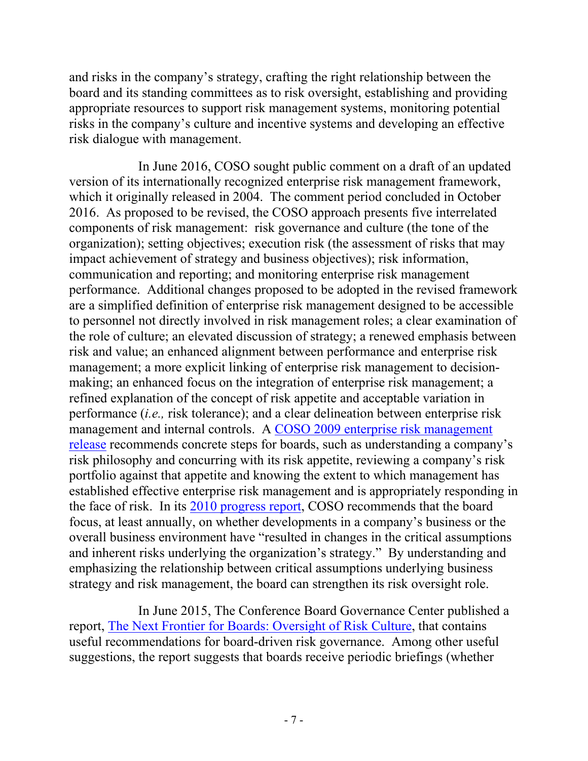and risks in the company's strategy, crafting the right relationship between the board and its standing committees as to risk oversight, establishing and providing appropriate resources to support risk management systems, monitoring potential risks in the company's culture and incentive systems and developing an effective risk dialogue with management.

In June 2016, COSO sought public comment on a draft of an updated version of its internationally recognized enterprise risk management framework, which it originally released in 2004. The comment period concluded in October 2016. As proposed to be revised, the COSO approach presents five interrelated components of risk management: risk governance and culture (the tone of the organization); setting objectives; execution risk (the assessment of risks that may impact achievement of strategy and business objectives); risk information, communication and reporting; and monitoring enterprise risk management performance. Additional changes proposed to be adopted in the revised framework are a simplified definition of enterprise risk management designed to be accessible to personnel not directly involved in risk management roles; a clear examination of the role of culture; an elevated discussion of strategy; a renewed emphasis between risk and value; an enhanced alignment between performance and enterprise risk management; a more explicit linking of enterprise risk management to decision-making; an enhanced focus on the integration of enterprise risk management; a refined explanation of the concept of risk appetite and acceptable variation in performance (*i.e.,* risk tolerance); and a clear delineation between enterprise risk management and internal controls. A COSO 2009 enterprise risk management release recommends concrete steps for boards, such as understanding a company's risk philosophy and concurring with its risk appetite, reviewing a company's risk portfolio against that appetite and knowing the extent to which management has established effective enterprise risk management and is appropriately responding in the face of risk. In its 2010 progress report, COSO recommends that the board focus, at least annually, on whether developments in a company's business or the overall business environment have "resulted in changes in the critical assumptions and inherent risks underlying the organization's strategy." By understanding and emphasizing the relationship between critical assumptions underlying business strategy and risk management, the board can strengthen its risk oversight role.

In June 2015, The Conference Board Governance Center published a report, The Next Frontier for Boards: Oversight of Risk Culture, that contains useful recommendations for board-driven risk governance. Among other useful suggestions, the report suggests that boards receive periodic briefings (whether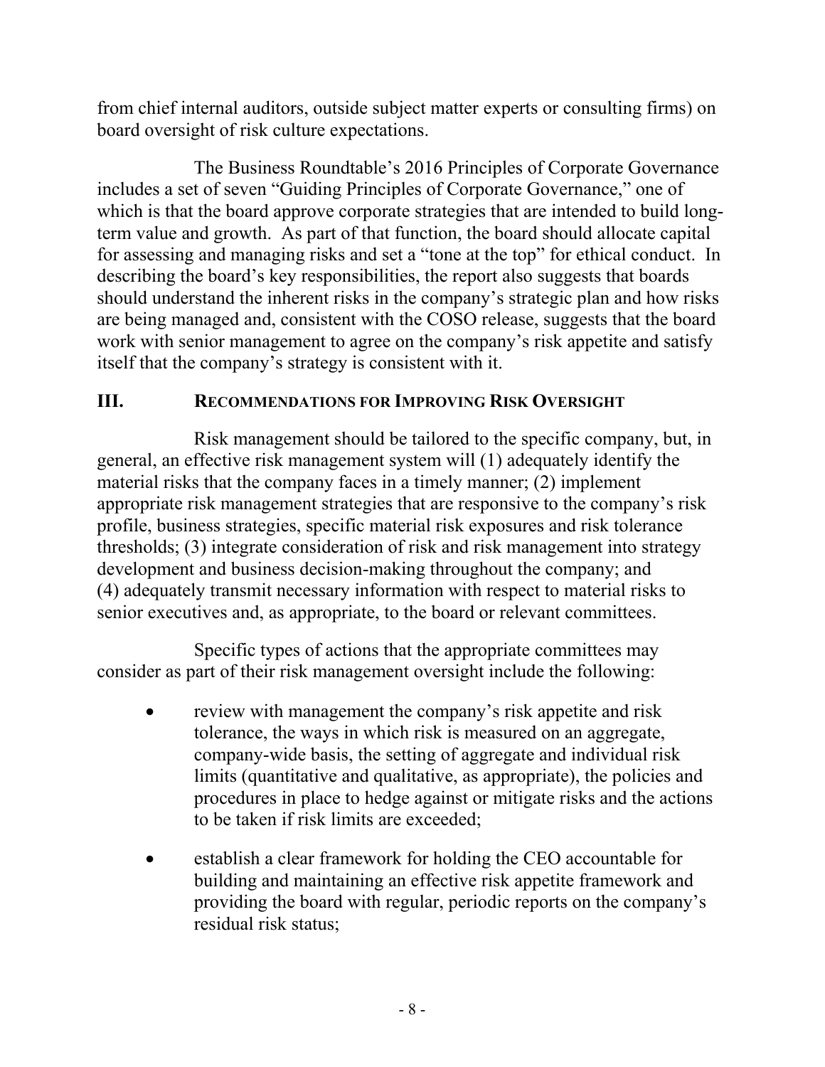from chief internal auditors, outside subject matter experts or consulting firms) on board oversight of risk culture expectations.

The Business Roundtable's 2016 Principles of Corporate Governance includes a set of seven "Guiding Principles of Corporate Governance," one of which is that the board approve corporate strategies that are intended to build long-term value and growth. As part of that function, the board should allocate capital for assessing and managing risks and set a "tone at the top" for ethical conduct. In describing the board's key responsibilities, the report also suggests that boards should understand the inherent risks in the company's strategic plan and how risks are being managed and, consistent with the COSO release, suggests that the board work with senior management to agree on the company's risk appetite and satisfy itself that the company's strategy is consistent with it.

## III. Recommendations for Improving Risk Oversight

Risk management should be tailored to the specific company, but, in general, an effective risk management system will (1) adequately identify the material risks that the company faces in a timely manner; (2) implement appropriate risk management strategies that are responsive to the company's risk profile, business strategies, specific material risk exposures and risk tolerance thresholds; (3) integrate consideration of risk and risk management into strategy development and business decision-making throughout the company; and (4) adequately transmit necessary information with respect to material risks to senior executives and, as appropriate, to the board or relevant committees.

Specific types of actions that the appropriate committees may consider as part of their risk management oversight include the following:

- review with management the company's risk appetite and risk tolerance, the ways in which risk is measured on an aggregate, company-wide basis, the setting of aggregate and individual risk limits (quantitative and qualitative, as appropriate), the policies and procedures in place to hedge against or mitigate risks and the actions to be taken if risk limits are exceeded;

- establish a clear framework for holding the CEO accountable for building and maintaining an effective risk appetite framework and providing the board with regular, periodic reports on the company's residual risk status;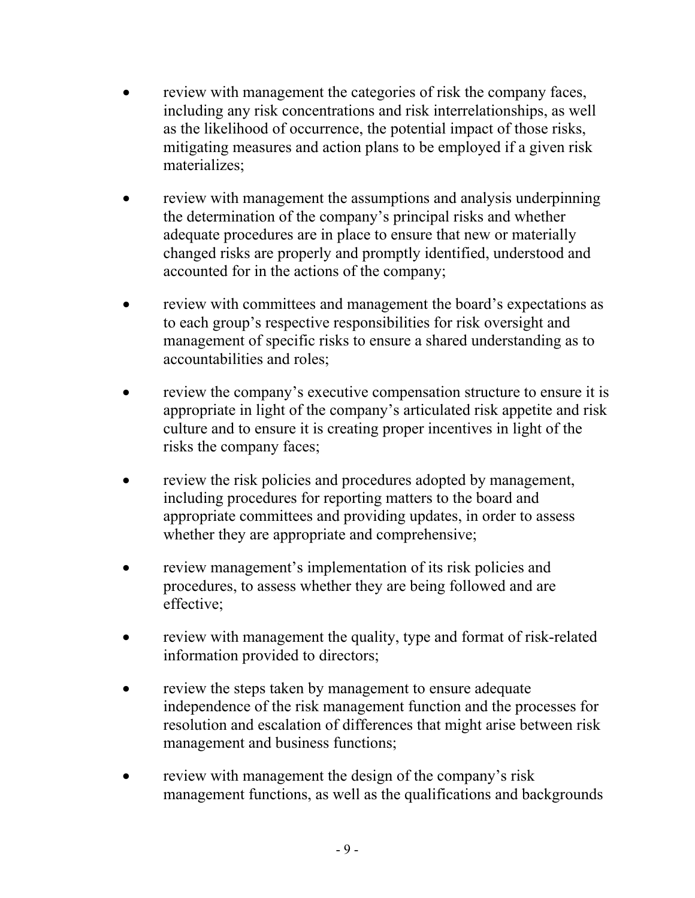- review with management the categories of risk the company faces, including any risk concentrations and risk interrelationships, as well as the likelihood of occurrence, the potential impact of those risks, mitigating measures and action plans to be employed if a given risk materializes;

- review with management the assumptions and analysis underpinning the determination of the company's principal risks and whether adequate procedures are in place to ensure that new or materially changed risks are properly and promptly identified, understood and accounted for in the actions of the company;

- review with committees and management the board's expectations as to each group's respective responsibilities for risk oversight and management of specific risks to ensure a shared understanding as to accountabilities and roles;

- review the company's executive compensation structure to ensure it is appropriate in light of the company's articulated risk appetite and risk culture and to ensure it is creating proper incentives in light of the risks the company faces;

- review the risk policies and procedures adopted by management, including procedures for reporting matters to the board and appropriate committees and providing updates, in order to assess whether they are appropriate and comprehensive;

- review management's implementation of its risk policies and procedures, to assess whether they are being followed and are effective;

- review with management the quality, type and format of risk-related information provided to directors;

- review the steps taken by management to ensure adequate independence of the risk management function and the processes for resolution and escalation of differences that might arise between risk management and business functions;

- review with management the design of the company's risk management functions, as well as the qualifications and backgrounds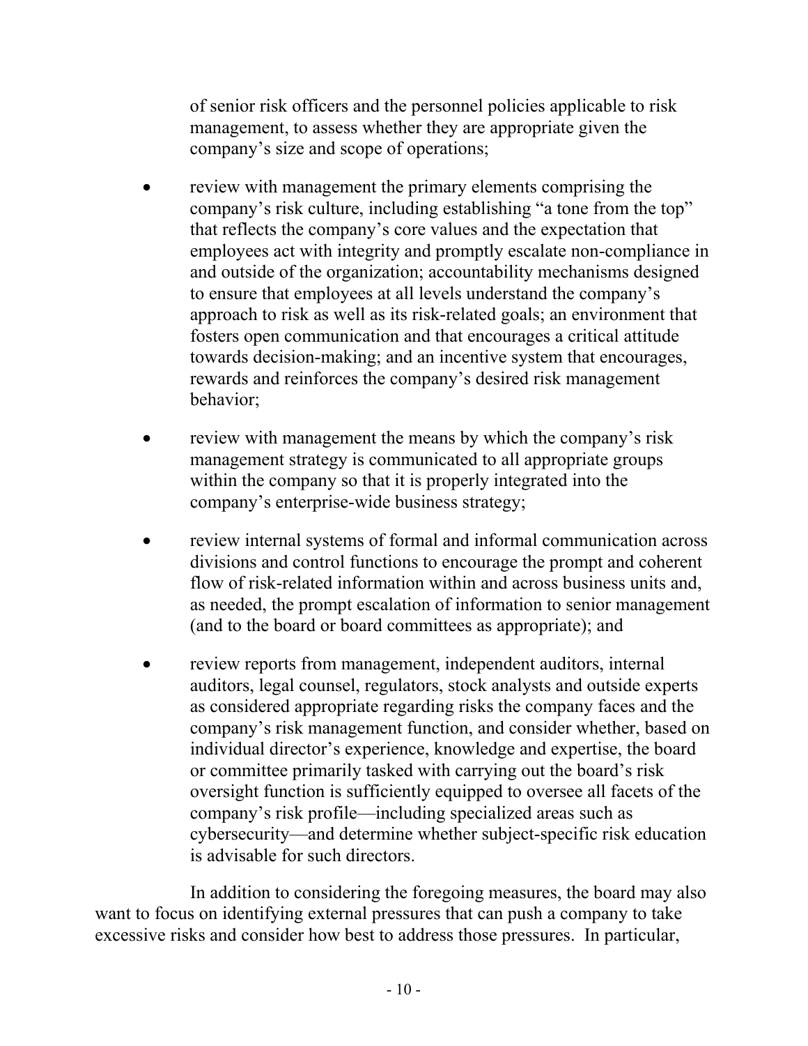of senior risk officers and the personnel policies applicable to risk management, to assess whether they are appropriate given the company's size and scope of operations;

- review with management the primary elements comprising the company's risk culture, including establishing "a tone from the top" that reflects the company's core values and the expectation that employees act with integrity and promptly escalate non-compliance in and outside of the organization; accountability mechanisms designed to ensure that employees at all levels understand the company's approach to risk as well as its risk-related goals; an environment that fosters open communication and that encourages a critical attitude towards decision-making; and an incentive system that encourages, rewards and reinforces the company's desired risk management behavior;

- review with management the means by which the company's risk management strategy is communicated to all appropriate groups within the company so that it is properly integrated into the company's enterprise-wide business strategy;

- review internal systems of formal and informal communication across divisions and control functions to encourage the prompt and coherent flow of risk-related information within and across business units and, as needed, the prompt escalation of information to senior management (and to the board or board committees as appropriate); and

- review reports from management, independent auditors, internal auditors, legal counsel, regulators, stock analysts and outside experts as considered appropriate regarding risks the company faces and the company's risk management function, and consider whether, based on individual director's experience, knowledge and expertise, the board or committee primarily tasked with carrying out the board's risk oversight function is sufficiently equipped to oversee all facets of the company's risk profile—including specialized areas such as cybersecurity—and determine whether subject-specific risk education is advisable for such directors.

In addition to considering the foregoing measures, the board may also want to focus on identifying external pressures that can push a company to take excessive risks and consider how best to address those pressures. In particular,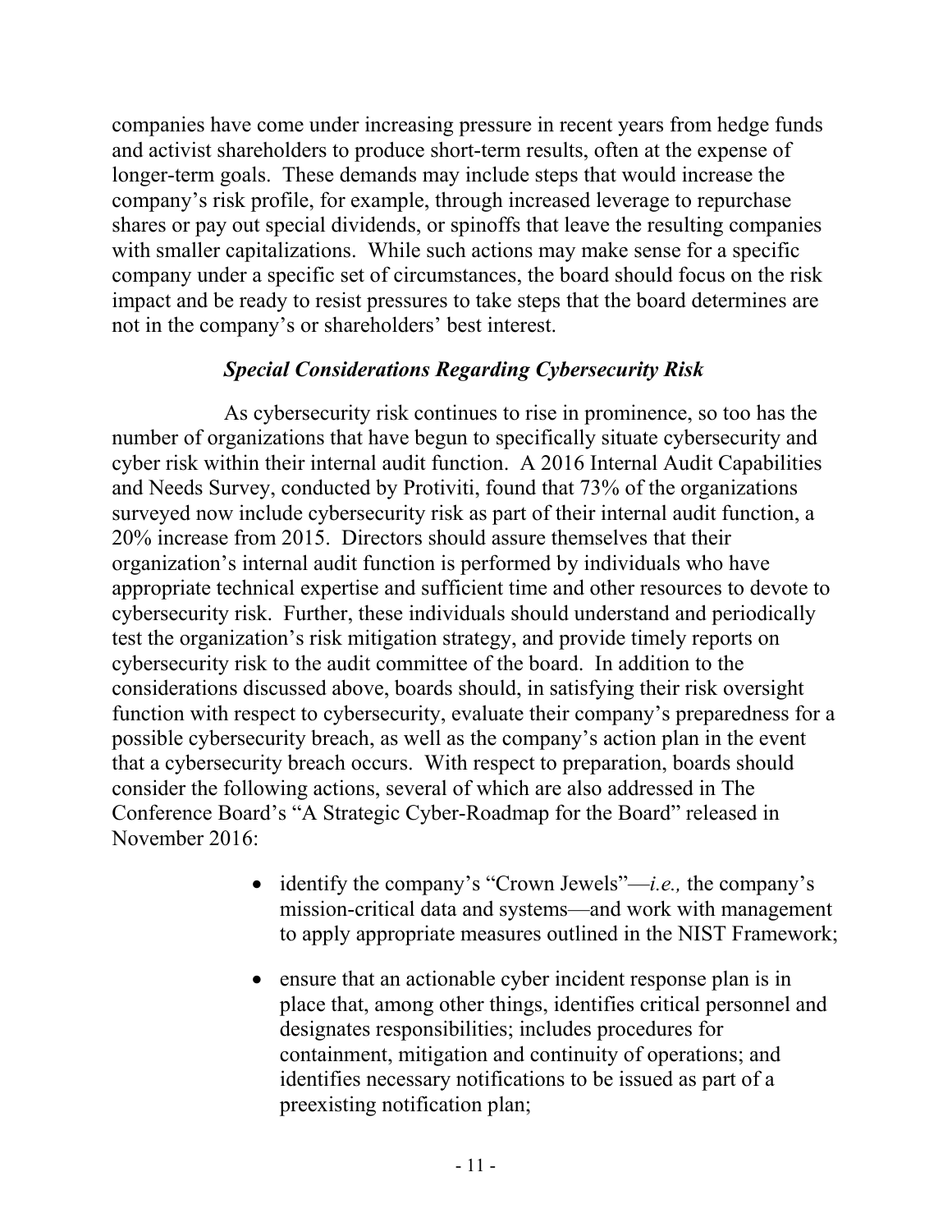companies have come under increasing pressure in recent years from hedge funds and activist shareholders to produce short-term results, often at the expense of longer-term goals. These demands may include steps that would increase the company's risk profile, for example, through increased leverage to repurchase shares or pay out special dividends, or spinoffs that leave the resulting companies with smaller capitalizations. While such actions may make sense for a specific company under a specific set of circumstances, the board should focus on the risk impact and be ready to resist pressures to take steps that the board determines are not in the company's or shareholders' best interest.

### *Special Considerations Regarding Cybersecurity Risk*

As cybersecurity risk continues to rise in prominence, so too has the number of organizations that have begun to specifically situate cybersecurity and cyber risk within their internal audit function. A 2016 Internal Audit Capabilities and Needs Survey, conducted by Protiviti, found that 73% of the organizations surveyed now include cybersecurity risk as part of their internal audit function, a 20% increase from 2015. Directors should assure themselves that their organization's internal audit function is performed by individuals who have appropriate technical expertise and sufficient time and other resources to devote to cybersecurity risk. Further, these individuals should understand and periodically test the organization's risk mitigation strategy, and provide timely reports on cybersecurity risk to the audit committee of the board. In addition to the considerations discussed above, boards should, in satisfying their risk oversight function with respect to cybersecurity, evaluate their company's preparedness for a possible cybersecurity breach, as well as the company's action plan in the event that a cybersecurity breach occurs. With respect to preparation, boards should consider the following actions, several of which are also addressed in The Conference Board's "A Strategic Cyber-Roadmap for the Board" released in November 2016:

- identify the company's "Crown Jewels"—*i.e.,* the company's mission-critical data and systems—and work with management to apply appropriate measures outlined in the NIST Framework;
- ensure that an actionable cyber incident response plan is in place that, among other things, identifies critical personnel and designates responsibilities; includes procedures for containment, mitigation and continuity of operations; and identifies necessary notifications to be issued as part of a preexisting notification plan;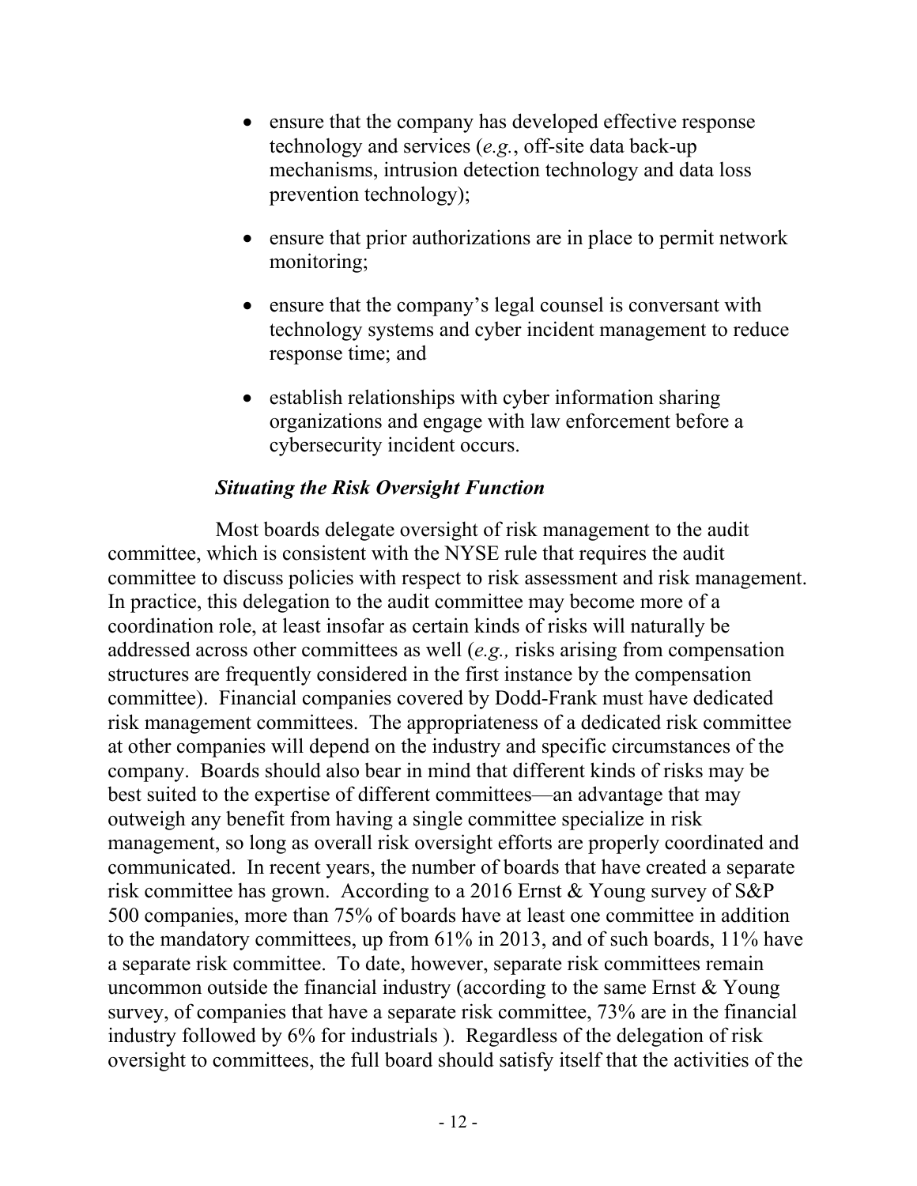- ensure that the company has developed effective response technology and services (*e.g.*, off-site data back-up mechanisms, intrusion detection technology and data loss prevention technology);
- ensure that prior authorizations are in place to permit network monitoring;
- ensure that the company's legal counsel is conversant with technology systems and cyber incident management to reduce response time; and
- establish relationships with cyber information sharing organizations and engage with law enforcement before a cybersecurity incident occurs.

### *Situating the Risk Oversight Function*

Most boards delegate oversight of risk management to the audit committee, which is consistent with the NYSE rule that requires the audit committee to discuss policies with respect to risk assessment and risk management. In practice, this delegation to the audit committee may become more of a coordination role, at least insofar as certain kinds of risks will naturally be addressed across other committees as well (*e.g.,* risks arising from compensation structures are frequently considered in the first instance by the compensation committee). Financial companies covered by Dodd-Frank must have dedicated risk management committees. The appropriateness of a dedicated risk committee at other companies will depend on the industry and specific circumstances of the company. Boards should also bear in mind that different kinds of risks may be best suited to the expertise of different committees—an advantage that may outweigh any benefit from having a single committee specialize in risk management, so long as overall risk oversight efforts are properly coordinated and communicated. In recent years, the number of boards that have created a separate risk committee has grown. According to a 2016 Ernst & Young survey of S&P 500 companies, more than 75% of boards have at least one committee in addition to the mandatory committees, up from 61% in 2013, and of such boards, 11% have a separate risk committee. To date, however, separate risk committees remain uncommon outside the financial industry (according to the same Ernst & Young survey, of companies that have a separate risk committee, 73% are in the financial industry followed by 6% for industrials ). Regardless of the delegation of risk oversight to committees, the full board should satisfy itself that the activities of the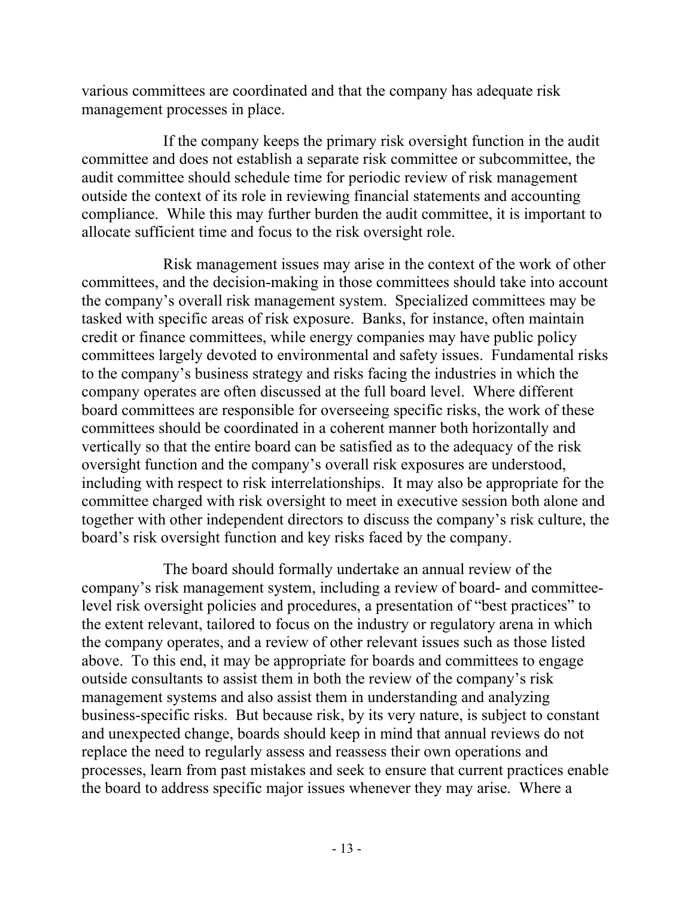various committees are coordinated and that the company has adequate risk management processes in place.

If the company keeps the primary risk oversight function in the audit committee and does not establish a separate risk committee or subcommittee, the audit committee should schedule time for periodic review of risk management outside the context of its role in reviewing financial statements and accounting compliance. While this may further burden the audit committee, it is important to allocate sufficient time and focus to the risk oversight role.

Risk management issues may arise in the context of the work of other committees, and the decision-making in those committees should take into account the company's overall risk management system. Specialized committees may be tasked with specific areas of risk exposure. Banks, for instance, often maintain credit or finance committees, while energy companies may have public policy committees largely devoted to environmental and safety issues. Fundamental risks to the company's business strategy and risks facing the industries in which the company operates are often discussed at the full board level. Where different board committees are responsible for overseeing specific risks, the work of these committees should be coordinated in a coherent manner both horizontally and vertically so that the entire board can be satisfied as to the adequacy of the risk oversight function and the company's overall risk exposures are understood, including with respect to risk interrelationships. It may also be appropriate for the committee charged with risk oversight to meet in executive session both alone and together with other independent directors to discuss the company's risk culture, the board's risk oversight function and key risks faced by the company.

The board should formally undertake an annual review of the company's risk management system, including a review of board- and committee-level risk oversight policies and procedures, a presentation of "best practices" to the extent relevant, tailored to focus on the industry or regulatory arena in which the company operates, and a review of other relevant issues such as those listed above. To this end, it may be appropriate for boards and committees to engage outside consultants to assist them in both the review of the company's risk management systems and also assist them in understanding and analyzing business-specific risks. But because risk, by its very nature, is subject to constant and unexpected change, boards should keep in mind that annual reviews do not replace the need to regularly assess and reassess their own operations and processes, learn from past mistakes and seek to ensure that current practices enable the board to address specific major issues whenever they may arise. Where a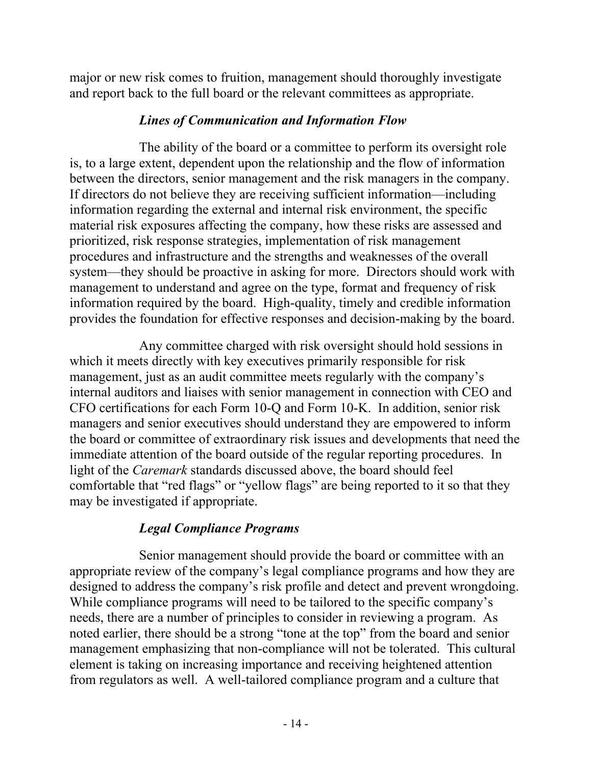major or new risk comes to fruition, management should thoroughly investigate and report back to the full board or the relevant committees as appropriate.

### *Lines of Communication and Information Flow*

The ability of the board or a committee to perform its oversight role is, to a large extent, dependent upon the relationship and the flow of information between the directors, senior management and the risk managers in the company. If directors do not believe they are receiving sufficient information—including information regarding the external and internal risk environment, the specific material risk exposures affecting the company, how these risks are assessed and prioritized, risk response strategies, implementation of risk management procedures and infrastructure and the strengths and weaknesses of the overall system—they should be proactive in asking for more. Directors should work with management to understand and agree on the type, format and frequency of risk information required by the board. High-quality, timely and credible information provides the foundation for effective responses and decision-making by the board.

Any committee charged with risk oversight should hold sessions in which it meets directly with key executives primarily responsible for risk management, just as an audit committee meets regularly with the company's internal auditors and liaises with senior management in connection with CEO and CFO certifications for each Form 10-Q and Form 10-K. In addition, senior risk managers and senior executives should understand they are empowered to inform the board or committee of extraordinary risk issues and developments that need the immediate attention of the board outside of the regular reporting procedures. In light of the *Caremark* standards discussed above, the board should feel comfortable that "red flags" or "yellow flags" are being reported to it so that they may be investigated if appropriate.

### *Legal Compliance Programs*

Senior management should provide the board or committee with an appropriate review of the company's legal compliance programs and how they are designed to address the company's risk profile and detect and prevent wrongdoing. While compliance programs will need to be tailored to the specific company's needs, there are a number of principles to consider in reviewing a program. As noted earlier, there should be a strong "tone at the top" from the board and senior management emphasizing that non-compliance will not be tolerated. This cultural element is taking on increasing importance and receiving heightened attention from regulators as well. A well-tailored compliance program and a culture that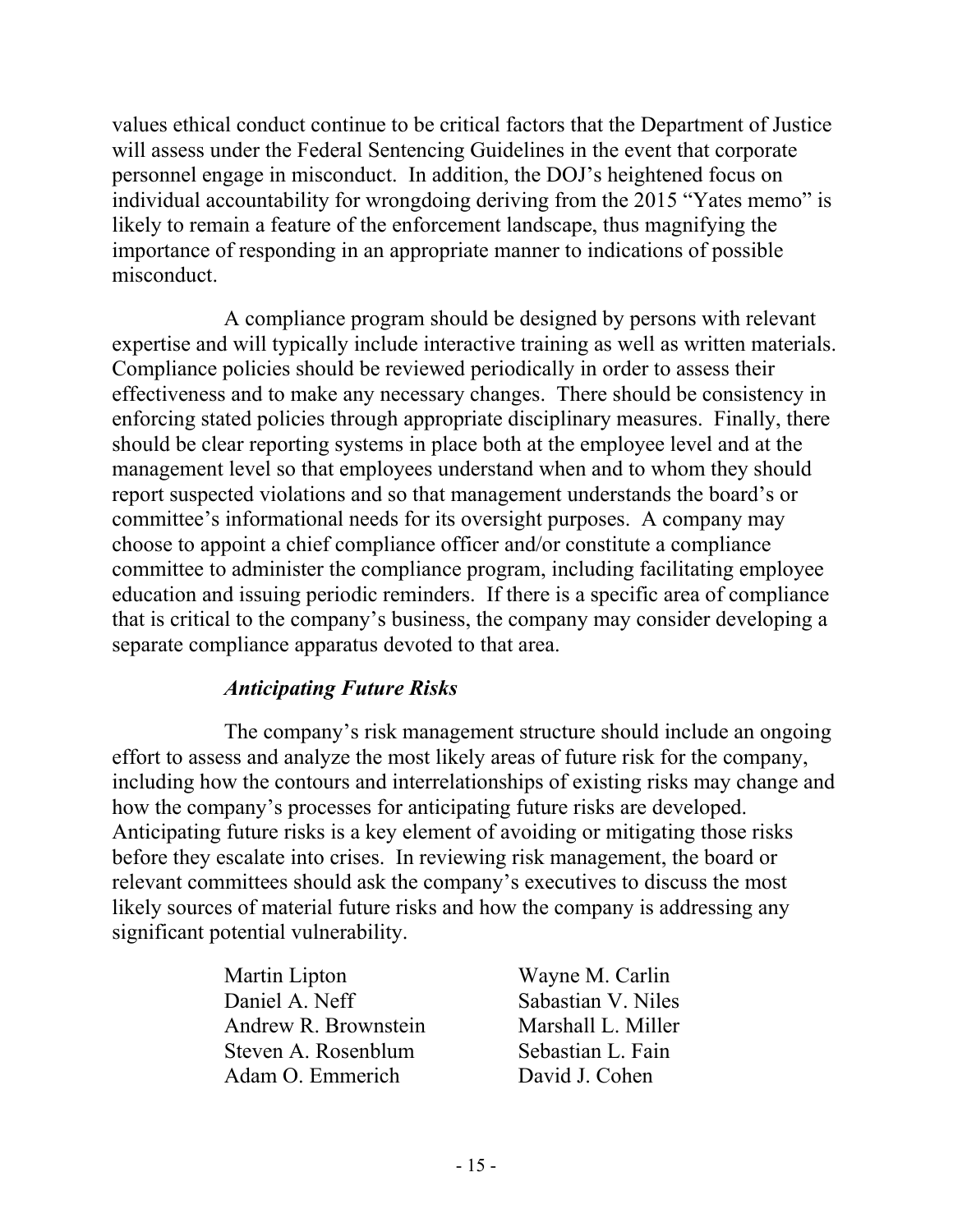values ethical conduct continue to be critical factors that the Department of Justice will assess under the Federal Sentencing Guidelines in the event that corporate personnel engage in misconduct. In addition, the DOJ's heightened focus on individual accountability for wrongdoing deriving from the 2015 "Yates memo" is likely to remain a feature of the enforcement landscape, thus magnifying the importance of responding in an appropriate manner to indications of possible misconduct.

A compliance program should be designed by persons with relevant expertise and will typically include interactive training as well as written materials. Compliance policies should be reviewed periodically in order to assess their effectiveness and to make any necessary changes. There should be consistency in enforcing stated policies through appropriate disciplinary measures. Finally, there should be clear reporting systems in place both at the employee level and at the management level so that employees understand when and to whom they should report suspected violations and so that management understands the board's or committee's informational needs for its oversight purposes. A company may choose to appoint a chief compliance officer and/or constitute a compliance committee to administer the compliance program, including facilitating employee education and issuing periodic reminders. If there is a specific area of compliance that is critical to the company's business, the company may consider developing a separate compliance apparatus devoted to that area.

***Anticipating Future Risks***

The company's risk management structure should include an ongoing effort to assess and analyze the most likely areas of future risk for the company, including how the contours and interrelationships of existing risks may change and how the company's processes for anticipating future risks are developed. Anticipating future risks is a key element of avoiding or mitigating those risks before they escalate into crises. In reviewing risk management, the board or relevant committees should ask the company's executives to discuss the most likely sources of material future risks and how the company is addressing any significant potential vulnerability.

Martin Lipton
Daniel A. Neff
Andrew R. Brownstein
Steven A. Rosenblum
Adam O. Emmerich
Wayne M. Carlin
Sabastian V. Niles
Marshall L. Miller
Sebastian L. Fain
David J. Cohen